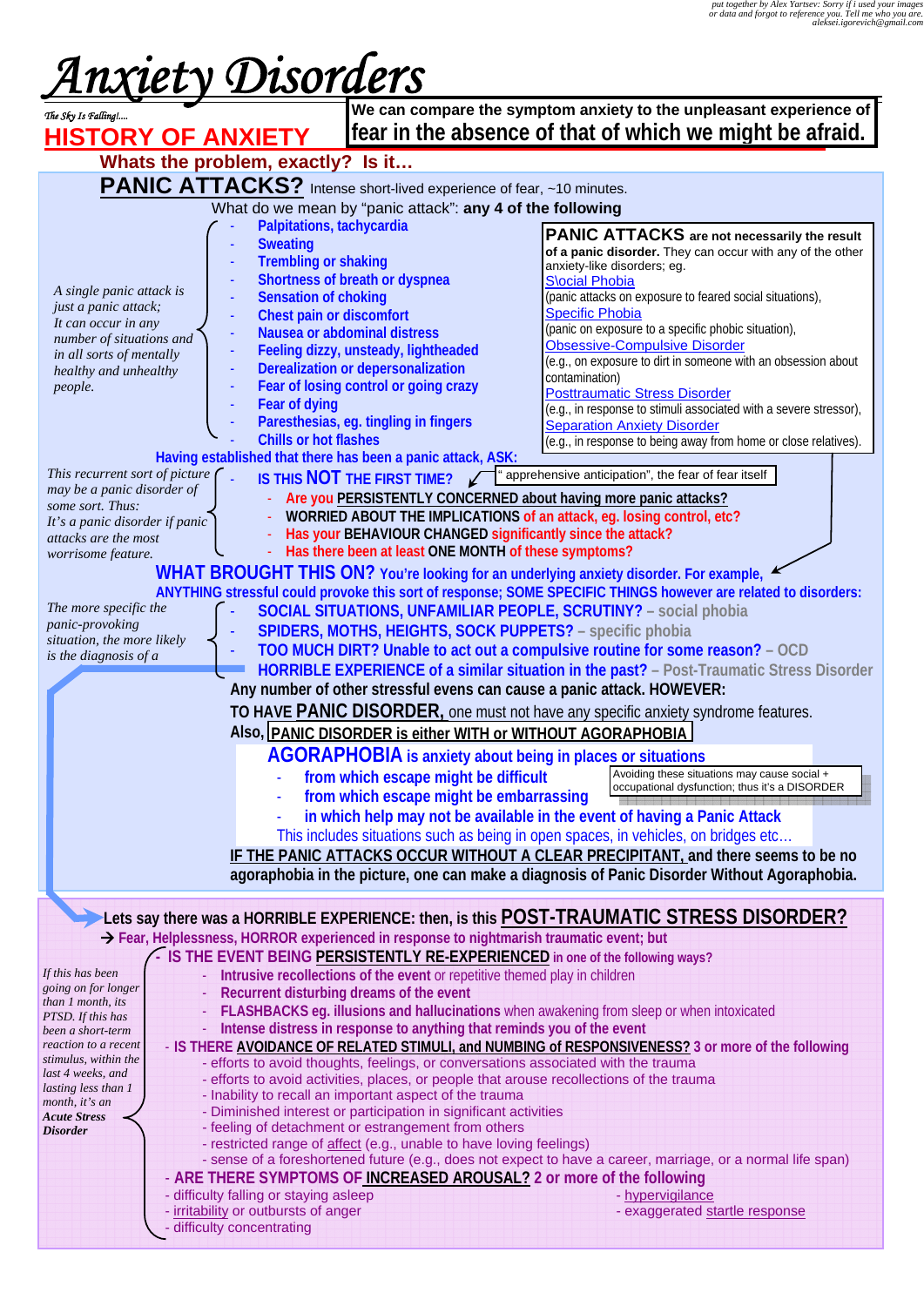*put together by Alex Yartsev: Sorry if i used your images or data and forgot to reference you. Tell me who you are. aleksei.igorevich@gmail.com*

# Anxiety Disorders

*The Sky Is Falling!....*

## HISTORY OF ANXIETY

**We can compare the symptom anxiety to the unpleasant experience of fear in the absence of that of which we might be afraid.**

**Whats the problem, exactly? Is it…**

## PANIC ATTACKS?

Intense short-lived experience of fear, ~10 minutes.

What do we mean by "panic attack": **any 4 of the following**

*A single panic attack is just a panic attack; It can occur in any number of situations and in all sorts of mentally healthy and unhealthy people.*

- **Palpitations, tachycardia**
- **Sweating**
- **Trembling or shaking**
- **Shortness of breath or dyspnea**
- **Sensation of choking**
- **Chest pain or discomfort**
- **Nausea or abdominal distress**
- **Feeling dizzy, unsteady, lightheaded**
- **Derealization or depersonalization**
- **Fear of losing control or going crazy**
- **Fear of dying**
- **Paresthesias, eg. tingling in fingers**
- **Chills or hot flashes**

**PANIC ATTACKS are not necessarily the result of a panic disorder.** They can occur with any of the other anxiety-like disorders; eg.

- S\ocial Phobia (panic attacks on exposure to feared social situations),
- Specific Phobia (panic on exposure to a specific phobic situation),
- Obsessive-Compulsive Disorder (e.g., on exposure to dirt in someone with an obsession about contamination)
- Posttraumatic Stress Disorder (e.g., in response to stimuli associated with a severe stressor),
- Separation Anxiety Disorder (e.g., in response to being away from home or close relatives).

**Having established that there has been a panic attack, ASK:**

*This recurrent sort of picture may be a panic disorder of some sort. Thus: It's a panic disorder if panic attacks are the most worrisome feature.*

- **IS THIS NOT THE FIRST TIME?** — " apprehensive anticipation", the fear of fear itself
  - **Are you PERSISTENTLY CONCERNED about having more panic attacks?**
  - **WORRIED ABOUT THE IMPLICATIONS of an attack, eg. losing control, etc?**
  - **Has your BEHAVIOUR CHANGED significantly since the attack?**
  - **Has there been at least ONE MONTH of these symptoms?**

**WHAT BROUGHT THIS ON? You're looking for an underlying anxiety disorder. For example, ANYTHING stressful could provoke this sort of response; SOME SPECIFIC THINGS however are related to disorders:**

*The more specific the panic-provoking situation, the more likely is the diagnosis of a*

- **SOCIAL SITUATIONS, UNFAMILIAR PEOPLE, SCRUTINY?** – social phobia
- **SPIDERS, MOTHS, HEIGHTS, SOCK PUPPETS?** – specific phobia
- **TOO MUCH DIRT? Unable to act out a compulsive routine for some reason?** – OCD
- **HORRIBLE EXPERIENCE of a similar situation in the past?** – Post-Traumatic Stress Disorder

**Any number of other stressful evens can cause a panic attack. HOWEVER:**

**TO HAVE PANIC DISORDER,** one must not have any specific anxiety syndrome features.

**Also, PANIC DISORDER is either WITH or WITHOUT AGORAPHOBIA**

**AGORAPHOBIA is anxiety about being in places or situations**

- **from which escape might be difficult**
- **from which escape might be embarrassing**
- **in which help may not be available in the event of having a Panic Attack**

Avoiding these situations may cause social + occupational dysfunction; thus it's a DISORDER

This includes situations such as being in open spaces, in vehicles, on bridges etc…

**IF THE PANIC ATTACKS OCCUR WITHOUT A CLEAR PRECIPITANT, and there seems to be no agoraphobia in the picture, one can make a diagnosis of Panic Disorder Without Agoraphobia.**

**Lets say there was a HORRIBLE EXPERIENCE: then, is this POST-TRAUMATIC STRESS DISORDER?**

→ **Fear, Helplessness, HORROR experienced in response to nightmarish traumatic event; but**

*If this has been going on for longer than 1 month, its PTSD. If this has been a short-term reaction to a recent stimulus, within the last 4 weeks, and lasting less than 1 month, it's an* ***Acute Stress Disorder***

- **IS THE EVENT BEING PERSISTENTLY RE-EXPERIENCED in one of the following ways?**
  - **Intrusive recollections of the event** or repetitive themed play in children
  - **Recurrent disturbing dreams of the event**
  - **FLASHBACKS eg. illusions and hallucinations** when awakening from sleep or when intoxicated
  - **Intense distress in response to anything that reminds you of the event**
- **IS THERE AVOIDANCE OF RELATED STIMULI, and NUMBING of RESPONSIVENESS? 3 or more of the following**
  - efforts to avoid thoughts, feelings, or conversations associated with the trauma
  - efforts to avoid activities, places, or people that arouse recollections of the trauma
  - Inability to recall an important aspect of the trauma
  - Diminished interest or participation in significant activities
  - feeling of detachment or estrangement from others
  - restricted range of affect (e.g., unable to have loving feelings)
  - sense of a foreshortened future (e.g., does not expect to have a career, marriage, or a normal life span)
- **ARE THERE SYMPTOMS OF INCREASED AROUSAL? 2 or more of the following**
  - difficulty falling or staying asleep
  - irritability or outbursts of anger
  - difficulty concentrating
  - hypervigilance
  - exaggerated startle response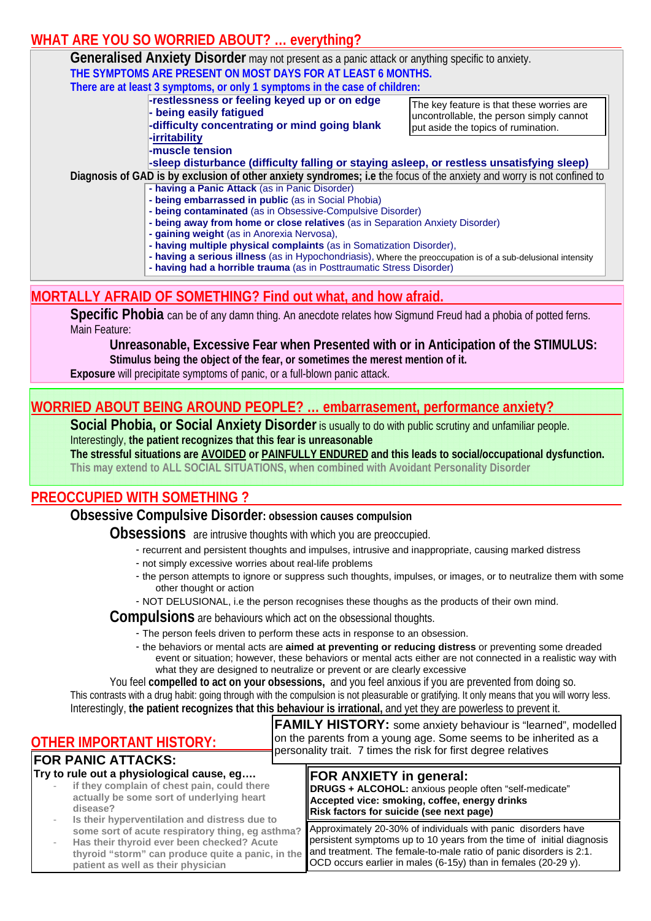## WHAT ARE YOU SO WORRIED ABOUT? … everything?

**Generalised Anxiety Disorder** may not present as a panic attack or anything specific to anxiety.

**THE SYMPTOMS ARE PRESENT ON MOST DAYS FOR AT LEAST 6 MONTHS.**

**There are at least 3 symptoms, or only 1 symptoms in the case of children:**

- **restlessness or feeling keyed up or on edge**
- **being easily fatigued**
- **difficulty concentrating or mind going blank**
- **irritability**
- **muscle tension**
- **sleep disturbance (difficulty falling or staying asleep, or restless unsatisfying sleep)**

The key feature is that these worries are uncontrollable, the person simply cannot put aside the topics of rumination.

**Diagnosis of GAD is by exclusion of other anxiety syndromes; i.e t**he focus of the anxiety and worry is not confined to

- **having a Panic Attack** (as in Panic Disorder)
- **being embarrassed in public** (as in Social Phobia)
- **being contaminated** (as in Obsessive-Compulsive Disorder)
- **being away from home or close relatives** (as in Separation Anxiety Disorder)
- **gaining weight** (as in Anorexia Nervosa),
- **having multiple physical complaints** (as in Somatization Disorder),
- **having a serious illness** (as in Hypochondriasis), Where the preoccupation is of a sub-delusional intensity
- **having had a horrible trauma** (as in Posttraumatic Stress Disorder)

## MORTALLY AFRAID OF SOMETHING? Find out what, and how afraid.

**Specific Phobia** can be of any damn thing. An anecdote relates how Sigmund Freud had a phobia of potted ferns.

Main Feature:

**Unreasonable, Excessive Fear when Presented with or in Anticipation of the STIMULUS:**
**Stimulus being the object of the fear, or sometimes the merest mention of it.**

**Exposure** will precipitate symptoms of panic, or a full-blown panic attack.

## WORRIED ABOUT BEING AROUND PEOPLE? … embarrasement, performance anxiety?

**Social Phobia, or Social Anxiety Disorder** is usually to do with public scrutiny and unfamiliar people.

Interestingly, **the patient recognizes that this fear is unreasonable**

**The stressful situations are AVOIDED or PAINFULLY ENDURED and this leads to social/occupational dysfunction.**

This may extend to ALL SOCIAL SITUATIONS, when combined with Avoidant Personality Disorder

## PREOCCUPIED WITH SOMETHING ?

**Obsessive Compulsive Disorder: obsession causes compulsion**

**Obsessions** are intrusive thoughts with which you are preoccupied.

- recurrent and persistent thoughts and impulses, intrusive and inappropriate, causing marked distress
- not simply excessive worries about real-life problems
- the person attempts to ignore or suppress such thoughts, impulses, or images, or to neutralize them with some other thought or action
- NOT DELUSIONAL, i.e the person recognises these thougs as the products of their own mind.

**Compulsions** are behaviours which act on the obsessional thoughts.

- The person feels driven to perform these acts in response to an obsession.
- the behaviors or mental acts are **aimed at preventing or reducing distress** or preventing some dreaded event or situation; however, these behaviors or mental acts either are not connected in a realistic way with what they are designed to neutralize or prevent or are clearly excessive

You feel **compelled to act on your obsessions,** and you feel anxious if you are prevented from doing so.

This contrasts with a drug habit: going through with the compulsion is not pleasurable or gratifying. It only means that you will worry less.

Interestingly, **the patient recognizes that this behaviour is irrational,** and yet they are powerless to prevent it.

## OTHER IMPORTANT HISTORY:

**FAMILY HISTORY:** some anxiety behaviour is "learned", modelled on the parents from a young age. Some seems to be inherited as a personality trait. 7 times the risk for first degree relatives

### FOR PANIC ATTACKS:

**Try to rule out a physiological cause, eg….**

- if they complain of chest pain, could there actually be some sort of underlying heart disease?
- Is their hyperventilation and distress due to some sort of acute respiratory thing, eg asthma?
- Has their thyroid ever been checked? Acute thyroid "storm" can produce quite a panic, in the patient as well as their physician

### FOR ANXIETY in general:

**DRUGS + ALCOHOL:** anxious people often "self-medicate"
**Accepted vice: smoking, coffee, energy drinks**
**Risk factors for suicide (see next page)**

Approximately 20-30% of individuals with panic disorders have persistent symptoms up to 10 years from the time of initial diagnosis and treatment. The female-to-male ratio of panic disorders is 2:1. OCD occurs earlier in males (6-15y) than in females (20-29 y).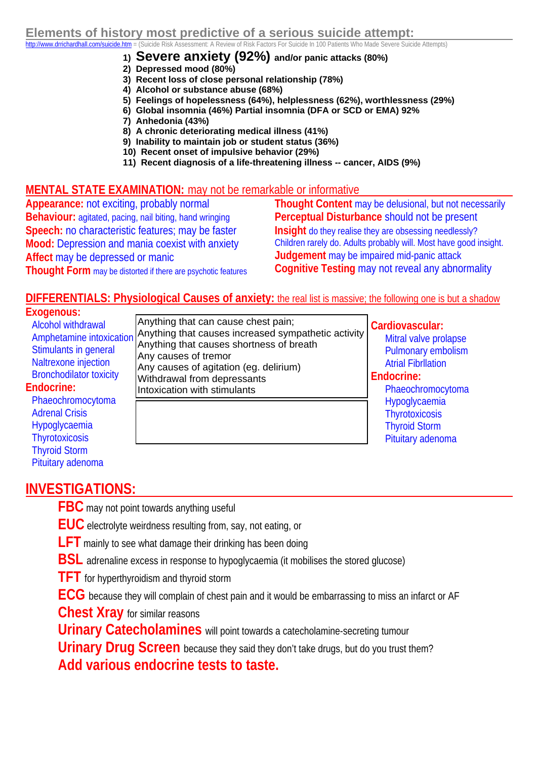## Elements of history most predictive of a serious suicide attempt:

http://www.drrichardhall.com/suicide.htm = (Suicide Risk Assessment: A Review of Risk Factors For Suicide In 100 Patients Who Made Severe Suicide Attempts)

1) **Severe anxiety (92%) and/or panic attacks (80%)**
2) **Depressed mood (80%)**
3) **Recent loss of close personal relationship (78%)**
4) **Alcohol or substance abuse (68%)**
5) **Feelings of hopelessness (64%), helplessness (62%), worthlessness (29%)**
6) **Global insomnia (46%) Partial insomnia (DFA or SCD or EMA) 92%**
7) **Anhedonia (43%)**
8) **A chronic deteriorating medical illness (41%)**
9) **Inability to maintain job or student status (36%)**
10) **Recent onset of impulsive behavior (29%)**
11) **Recent diagnosis of a life-threatening illness -- cancer, AIDS (9%)**

## MENTAL STATE EXAMINATION: may not be remarkable or informative

**Appearance:** not exciting, probably normal
**Behaviour:** agitated, pacing, nail biting, hand wringing
**Speech:** no characteristic features; may be faster
**Mood:** Depression and mania coexist with anxiety
**Affect** may be depressed or manic
**Thought Form** may be distorted if there are psychotic features
**Thought Content** may be delusional, but not necessarily
**Perceptual Disturbance** should not be present
**Insight** do they realise they are obsessing needlessly? Children rarely do. Adults probably will. Most have good insight.
**Judgement** may be impaired mid-panic attack
**Cognitive Testing** may not reveal any abnormality

## DIFFERENTIALS: Physiological Causes of anxiety: the real list is massive; the following one is but a shadow

**Exogenous:**
- Alcohol withdrawal
- Amphetamine intoxication
- Stimulants in general
- Naltrexone injection
- Bronchodilator toxicity

**Endocrine:**
- Phaeochromocytoma
- Adrenal Crisis
- Hypoglycaemia
- Thyrotoxicosis
- Thyroid Storm
- Pituitary adenoma

Anything that can cause chest pain;
Anything that causes increased sympathetic activity
Anything that causes shortness of breath
Any causes of tremor
Any causes of agitation (eg. delirium)
Withdrawal from depressants
Intoxication with stimulants

**Cardiovascular:**
- Mitral valve prolapse
- Pulmonary embolism
- Atrial Fibrllation

**Endocrine:**
- Phaeochromocytoma
- Hypoglycaemia
- Thyrotoxicosis
- Thyroid Storm
- Pituitary adenoma

## INVESTIGATIONS:

**FBC** may not point towards anything useful
**EUC** electrolyte weirdness resulting from, say, not eating, or
**LFT** mainly to see what damage their drinking has been doing
**BSL** adrenaline excess in response to hypoglycaemia (it mobilises the stored glucose)
**TFT** for hyperthyroidism and thyroid storm
**ECG** because they will complain of chest pain and it would be embarrassing to miss an infarct or AF
**Chest Xray** for similar reasons
**Urinary Catecholamines** will point towards a catecholamine-secreting tumour
**Urinary Drug Screen** because they said they don't take drugs, but do you trust them?
**Add various endocrine tests to taste.**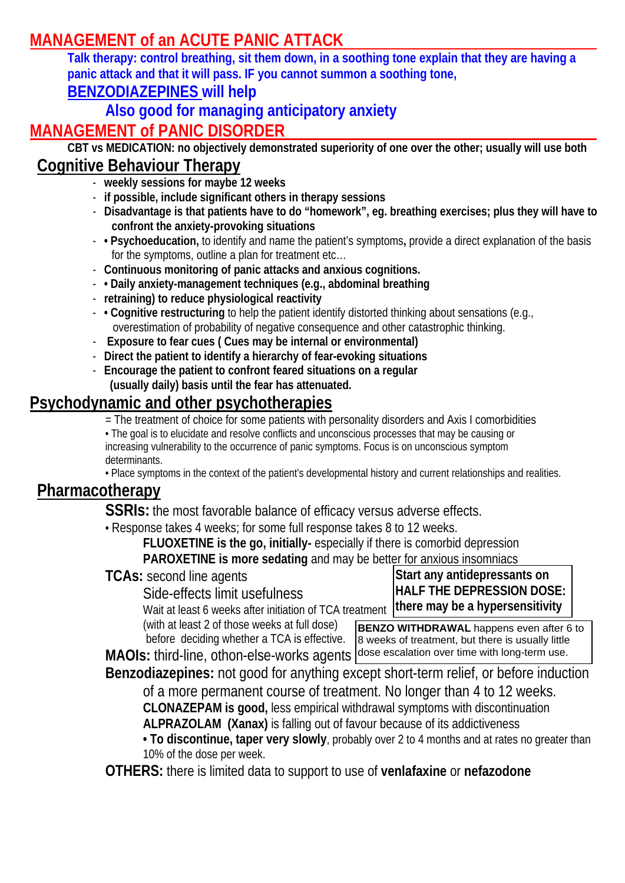# MANAGEMENT of an ACUTE PANIC ATTACK

**Talk therapy: control breathing, sit them down, in a soothing tone explain that they are having a panic attack and that it will pass. IF you cannot summon a soothing tone,**

**BENZODIAZEPINES will help**

**Also good for managing anticipatory anxiety**

# MANAGEMENT of PANIC DISORDER

**CBT vs MEDICATION: no objectively demonstrated superiority of one over the other; usually will use both**

## Cognitive Behaviour Therapy

- **weekly sessions for maybe 12 weeks**
- **if possible, include significant others in therapy sessions**
- **Disadvantage is that patients have to do "homework", eg. breathing exercises; plus they will have to confront the anxiety-provoking situations**
- **• Psychoeducation,** to identify and name the patient's symptoms**,** provide a direct explanation of the basis for the symptoms, outline a plan for treatment etc…
- **Continuous monitoring of panic attacks and anxious cognitions.**
- **• Daily anxiety-management techniques (e.g., abdominal breathing**
- **retraining) to reduce physiological reactivity**
- **• Cognitive restructuring** to help the patient identify distorted thinking about sensations (e.g., overestimation of probability of negative consequence and other catastrophic thinking.
- **Exposure to fear cues ( Cues may be internal or environmental)**
- **Direct the patient to identify a hierarchy of fear-evoking situations**
- **Encourage the patient to confront feared situations on a regular (usually daily) basis until the fear has attenuated.**

## Psychodynamic and other psychotherapies

= The treatment of choice for some patients with personality disorders and Axis I comorbidities

• The goal is to elucidate and resolve conflicts and unconscious processes that may be causing or increasing vulnerability to the occurrence of panic symptoms. Focus is on unconscious symptom determinants.

• Place symptoms in the context of the patient's developmental history and current relationships and realities.

## Pharmacotherapy

**SSRIs:** the most favorable balance of efficacy versus adverse effects.

• Response takes 4 weeks; for some full response takes 8 to 12 weeks.

**FLUOXETINE is the go, initially-** especially if there is comorbid depression

**PAROXETINE is more sedating** and may be better for anxious insomniacs

**TCAs:** second line agents

Side-effects limit usefulness

Wait at least 6 weeks after initiation of TCA treatment (with at least 2 of those weeks at full dose) before deciding whether a TCA is effective.

**Start any antidepressants on HALF THE DEPRESSION DOSE: there may be a hypersensitivity**

**BENZO WITHDRAWAL** happens even after 6 to 8 weeks of treatment, but there is usually little dose escalation over time with long-term use.

**MAOIs:** third-line, othon-else-works agents

**Benzodiazepines:** not good for anything except short-term relief, or before induction of a more permanent course of treatment. No longer than 4 to 12 weeks.

**CLONAZEPAM is good,** less empirical withdrawal symptoms with discontinuation

**ALPRAZOLAM (Xanax)** is falling out of favour because of its addictiveness

**• To discontinue, taper very slowly**, probably over 2 to 4 months and at rates no greater than 10% of the dose per week.

**OTHERS:** there is limited data to support to use of **venlafaxine** or **nefazodone**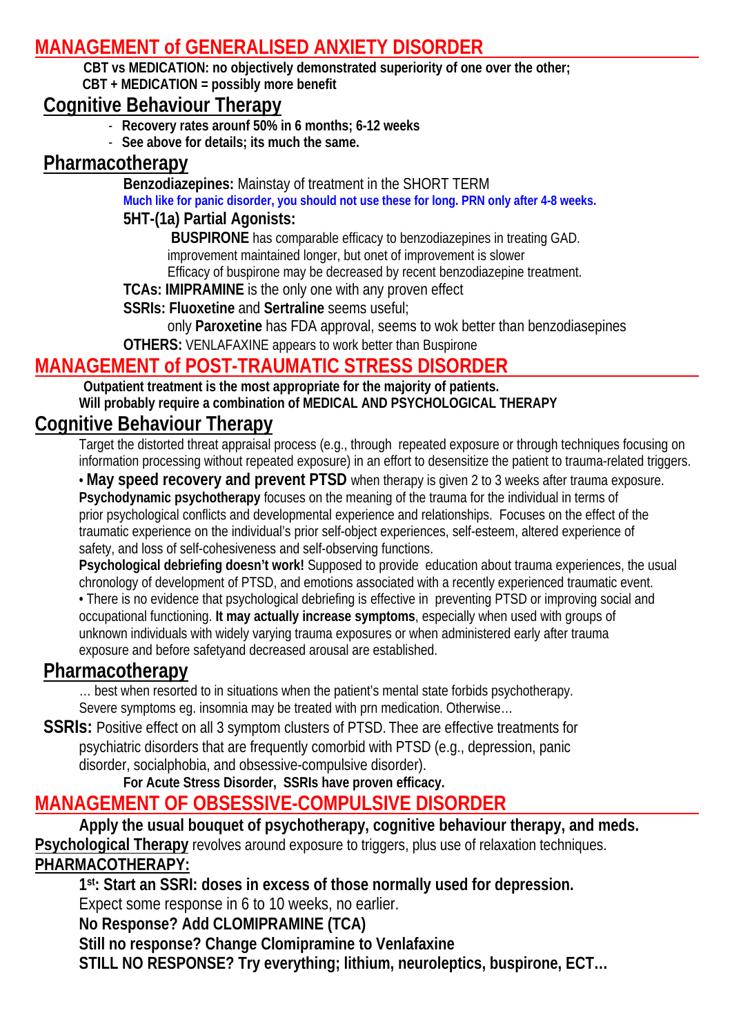# MANAGEMENT of GENERALISED ANXIETY DISORDER

**CBT vs MEDICATION: no objectively demonstrated superiority of one over the other;**
**CBT + MEDICATION = possibly more benefit**

## Cognitive Behaviour Therapy

- **Recovery rates arounf 50% in 6 months; 6-12 weeks**
- **See above for details; its much the same.**

## Pharmacotherapy

**Benzodiazepines:** Mainstay of treatment in the SHORT TERM

**Much like for panic disorder, you should not use these for long. PRN only after 4-8 weeks.**

**5HT-(1a) Partial Agonists:**

**BUSPIRONE** has comparable efficacy to benzodiazepines in treating GAD.
improvement maintained longer, but onet of improvement is slower
Efficacy of buspirone may be decreased by recent benzodiazepine treatment.

**TCAs: IMIPRAMINE** is the only one with any proven effect

**SSRIs: Fluoxetine** and **Sertraline** seems useful;
only **Paroxetine** has FDA approval, seems to wok better than benzodiasepines

**OTHERS:** VENLAFAXINE appears to work better than Buspirone

# MANAGEMENT of POST-TRAUMATIC STRESS DISORDER

**Outpatient treatment is the most appropriate for the majority of patients.**
**Will probably require a combination of MEDICAL AND PSYCHOLOGICAL THERAPY**

## Cognitive Behaviour Therapy

Target the distorted threat appraisal process (e.g., through repeated exposure or through techniques focusing on information processing without repeated exposure) in an effort to desensitize the patient to trauma-related triggers.

• **May speed recovery and prevent PTSD** when therapy is given 2 to 3 weeks after trauma exposure.

**Psychodynamic psychotherapy** focuses on the meaning of the trauma for the individual in terms of prior psychological conflicts and developmental experience and relationships. Focuses on the effect of the traumatic experience on the individual's prior self-object experiences, self-esteem, altered experience of safety, and loss of self-cohesiveness and self-observing functions.

**Psychological debriefing doesn't work!** Supposed to provide education about trauma experiences, the usual chronology of development of PTSD, and emotions associated with a recently experienced traumatic event.

• There is no evidence that psychological debriefing is effective in preventing PTSD or improving social and occupational functioning. **It may actually increase symptoms**, especially when used with groups of unknown individuals with widely varying trauma exposures or when administered early after trauma exposure and before safetyand decreased arousal are established.

## Pharmacotherapy

… best when resorted to in situations when the patient's mental state forbids psychotherapy.
Severe symptoms eg. insomnia may be treated with prn medication. Otherwise…

**SSRIs:** Positive effect on all 3 symptom clusters of PTSD. Thee are effective treatments for psychiatric disorders that are frequently comorbid with PTSD (e.g., depression, panic disorder, socialphobia, and obsessive-compulsive disorder).

**For Acute Stress Disorder, SSRIs have proven efficacy.**

# MANAGEMENT OF OBSESSIVE-COMPULSIVE DISORDER

**Apply the usual bouquet of psychotherapy, cognitive behaviour therapy, and meds.**

Psychological Therapy revolves around exposure to triggers, plus use of relaxation techniques.

**PHARMACOTHERAPY:**

**1st: Start an SSRI: doses in excess of those normally used for depression.**
Expect some response in 6 to 10 weeks, no earlier.
**No Response? Add CLOMIPRAMINE (TCA)**
**Still no response? Change Clomipramine to Venlafaxine**
**STILL NO RESPONSE? Try everything; lithium, neuroleptics, buspirone, ECT…**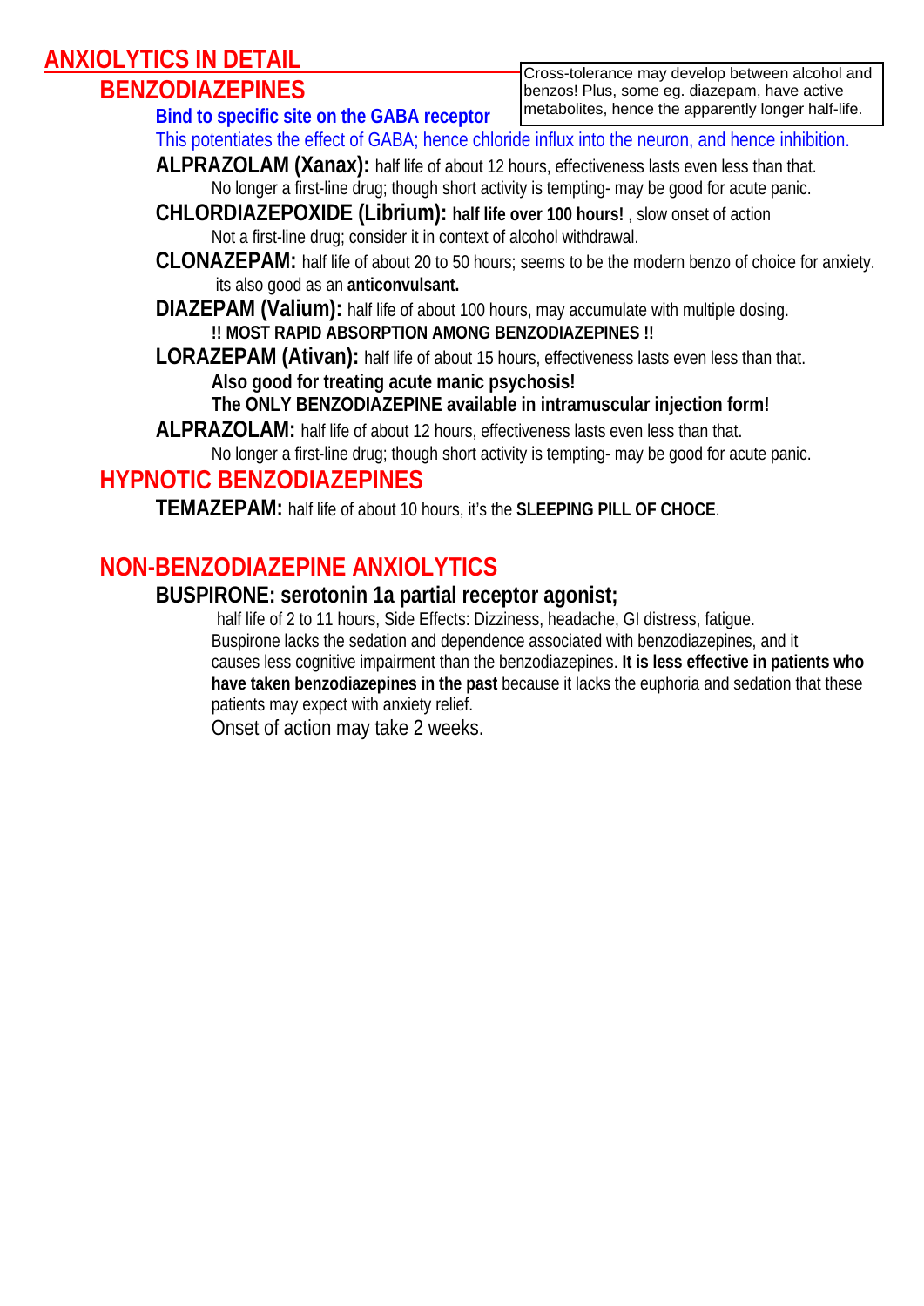# ANXIOLYTICS IN DETAIL

Cross-tolerance may develop between alcohol and benzos! Plus, some eg. diazepam, have active metabolites, hence the apparently longer half-life.

## BENZODIAZEPINES

### Bind to specific site on the GABA receptor

This potentiates the effect of GABA; hence chloride influx into the neuron, and hence inhibition.

**ALPRAZOLAM (Xanax):** half life of about 12 hours, effectiveness lasts even less than that.
No longer a first-line drug; though short activity is tempting- may be good for acute panic.

**CHLORDIAZEPOXIDE (Librium): half life over 100 hours!** , slow onset of action
Not a first-line drug; consider it in context of alcohol withdrawal.

**CLONAZEPAM:** half life of about 20 to 50 hours; seems to be the modern benzo of choice for anxiety.
its also good as an **anticonvulsant.**

**DIAZEPAM (Valium):** half life of about 100 hours, may accumulate with multiple dosing.
**!! MOST RAPID ABSORPTION AMONG BENZODIAZEPINES !!**

**LORAZEPAM (Ativan):** half life of about 15 hours, effectiveness lasts even less than that.
**Also good for treating acute manic psychosis!**
**The ONLY BENZODIAZEPINE available in intramuscular injection form!**

**ALPRAZOLAM:** half life of about 12 hours, effectiveness lasts even less than that.
No longer a first-line drug; though short activity is tempting- may be good for acute panic.

## HYPNOTIC BENZODIAZEPINES

**TEMAZEPAM:** half life of about 10 hours, it's the **SLEEPING PILL OF CHOCE**.

## NON-BENZODIAZEPINE ANXIOLYTICS

### BUSPIRONE: serotonin 1a partial receptor agonist;

half life of 2 to 11 hours, Side Effects: Dizziness, headache, GI distress, fatigue.
Buspirone lacks the sedation and dependence associated with benzodiazepines, and it causes less cognitive impairment than the benzodiazepines. **It is less effective in patients who have taken benzodiazepines in the past** because it lacks the euphoria and sedation that these patients may expect with anxiety relief.
Onset of action may take 2 weeks.